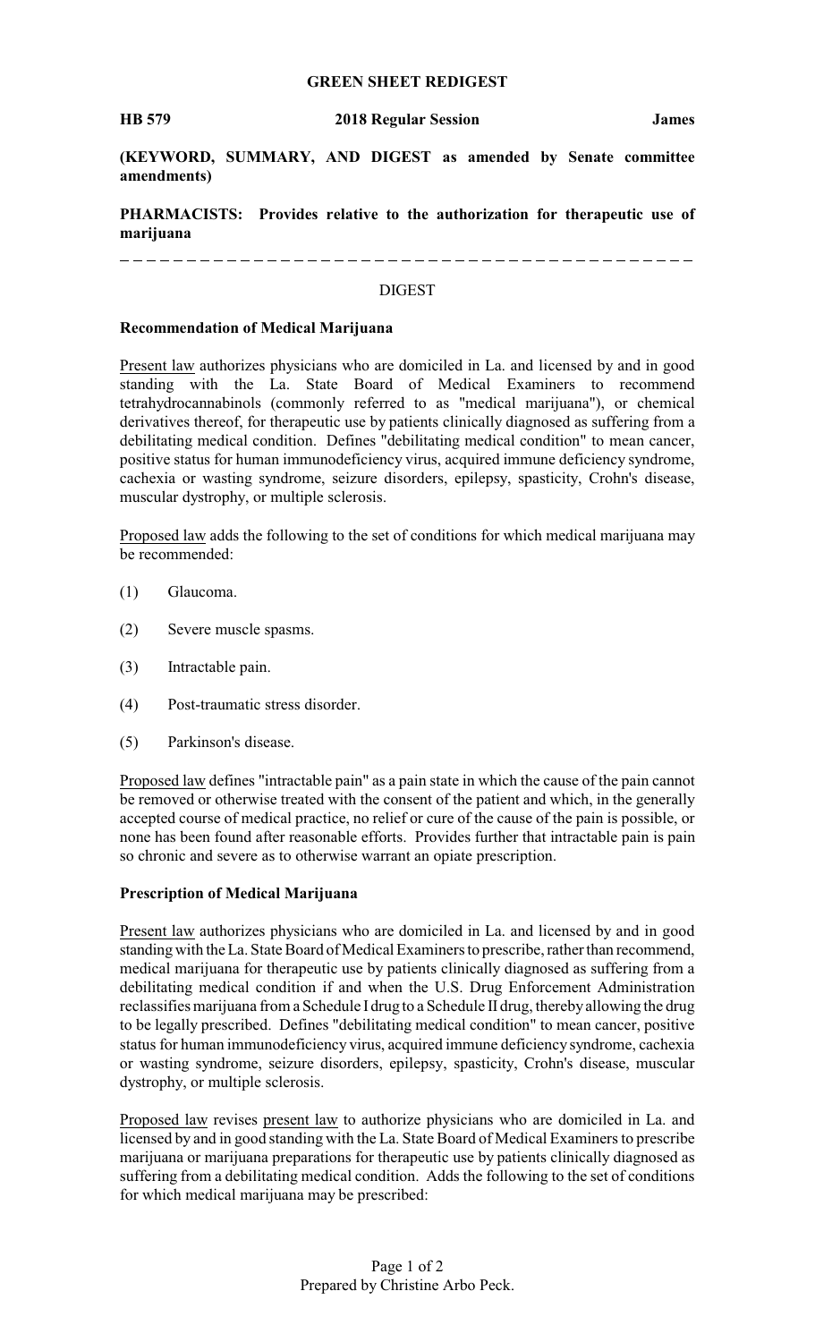**GREEN SHEET REDIGEST**

**HB 579** **2018 Regular Session** **James**

**(KEYWORD, SUMMARY, AND DIGEST as amended by Senate committee amendments)**

**PHARMACISTS: Provides relative to the authorization for therapeutic use of marijuana**

---

DIGEST

**Recommendation of Medical Marijuana**

Present law authorizes physicians who are domiciled in La. and licensed by and in good standing with the La. State Board of Medical Examiners to recommend tetrahydrocannabinols (commonly referred to as "medical marijuana"), or chemical derivatives thereof, for therapeutic use by patients clinically diagnosed as suffering from a debilitating medical condition. Defines "debilitating medical condition" to mean cancer, positive status for human immunodeficiency virus, acquired immune deficiency syndrome, cachexia or wasting syndrome, seizure disorders, epilepsy, spasticity, Crohn's disease, muscular dystrophy, or multiple sclerosis.

Proposed law adds the following to the set of conditions for which medical marijuana may be recommended:

(1) Glaucoma.

(2) Severe muscle spasms.

(3) Intractable pain.

(4) Post-traumatic stress disorder.

(5) Parkinson's disease.

Proposed law defines "intractable pain" as a pain state in which the cause of the pain cannot be removed or otherwise treated with the consent of the patient and which, in the generally accepted course of medical practice, no relief or cure of the cause of the pain is possible, or none has been found after reasonable efforts. Provides further that intractable pain is pain so chronic and severe as to otherwise warrant an opiate prescription.

**Prescription of Medical Marijuana**

Present law authorizes physicians who are domiciled in La. and licensed by and in good standing with the La. State Board of Medical Examiners to prescribe, rather than recommend, medical marijuana for therapeutic use by patients clinically diagnosed as suffering from a debilitating medical condition if and when the U.S. Drug Enforcement Administration reclassifies marijuana from a Schedule I drug to a Schedule II drug, thereby allowing the drug to be legally prescribed. Defines "debilitating medical condition" to mean cancer, positive status for human immunodeficiency virus, acquired immune deficiency syndrome, cachexia or wasting syndrome, seizure disorders, epilepsy, spasticity, Crohn's disease, muscular dystrophy, or multiple sclerosis.

Proposed law revises present law to authorize physicians who are domiciled in La. and licensed by and in good standing with the La. State Board of Medical Examiners to prescribe marijuana or marijuana preparations for therapeutic use by patients clinically diagnosed as suffering from a debilitating medical condition. Adds the following to the set of conditions for which medical marijuana may be prescribed:

Prepared by Christine Arbo Peck.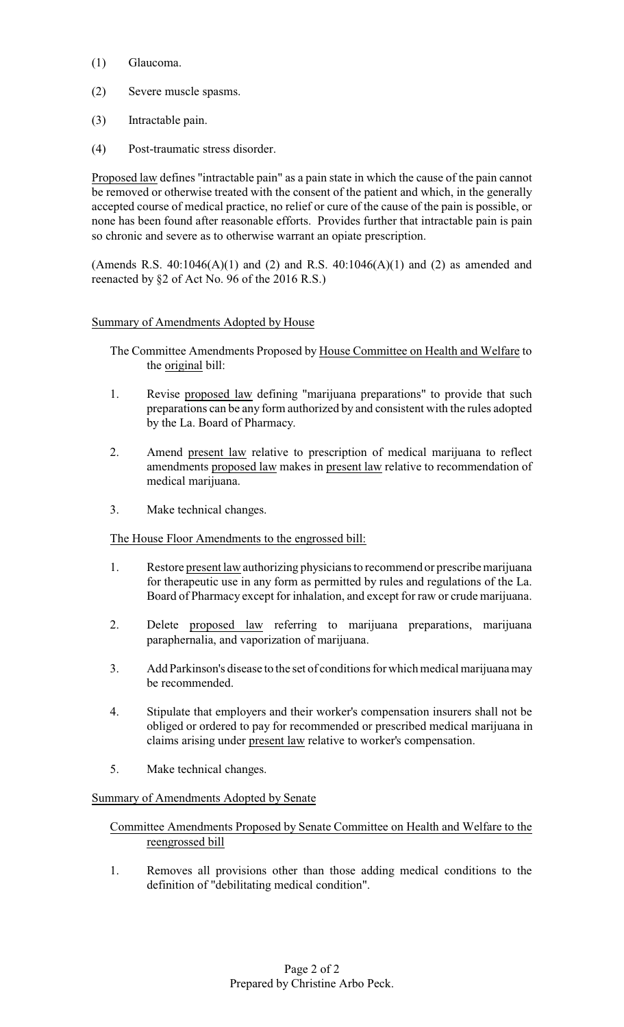(1) Glaucoma.

(2) Severe muscle spasms.

(3) Intractable pain.

(4) Post-traumatic stress disorder.

Proposed law defines "intractable pain" as a pain state in which the cause of the pain cannot be removed or otherwise treated with the consent of the patient and which, in the generally accepted course of medical practice, no relief or cure of the cause of the pain is possible, or none has been found after reasonable efforts. Provides further that intractable pain is pain so chronic and severe as to otherwise warrant an opiate prescription.

(Amends R.S. 40:1046(A)(1) and (2) and R.S. 40:1046(A)(1) and (2) as amended and reenacted by §2 of Act No. 96 of the 2016 R.S.)

Summary of Amendments Adopted by House

The Committee Amendments Proposed by House Committee on Health and Welfare to the original bill:

1. Revise proposed law defining "marijuana preparations" to provide that such preparations can be any form authorized by and consistent with the rules adopted by the La. Board of Pharmacy.

2. Amend present law relative to prescription of medical marijuana to reflect amendments proposed law makes in present law relative to recommendation of medical marijuana.

3. Make technical changes.

The House Floor Amendments to the engrossed bill:

1. Restore present law authorizing physicians to recommend or prescribe marijuana for therapeutic use in any form as permitted by rules and regulations of the La. Board of Pharmacy except for inhalation, and except for raw or crude marijuana.

2. Delete proposed law referring to marijuana preparations, marijuana paraphernalia, and vaporization of marijuana.

3. Add Parkinson's disease to the set of conditions for which medical marijuana may be recommended.

4. Stipulate that employers and their worker's compensation insurers shall not be obliged or ordered to pay for recommended or prescribed medical marijuana in claims arising under present law relative to worker's compensation.

5. Make technical changes.

Summary of Amendments Adopted by Senate

Committee Amendments Proposed by Senate Committee on Health and Welfare to the reengrossed bill

1. Removes all provisions other than those adding medical conditions to the definition of "debilitating medical condition".

Prepared by Christine Arbo Peck.